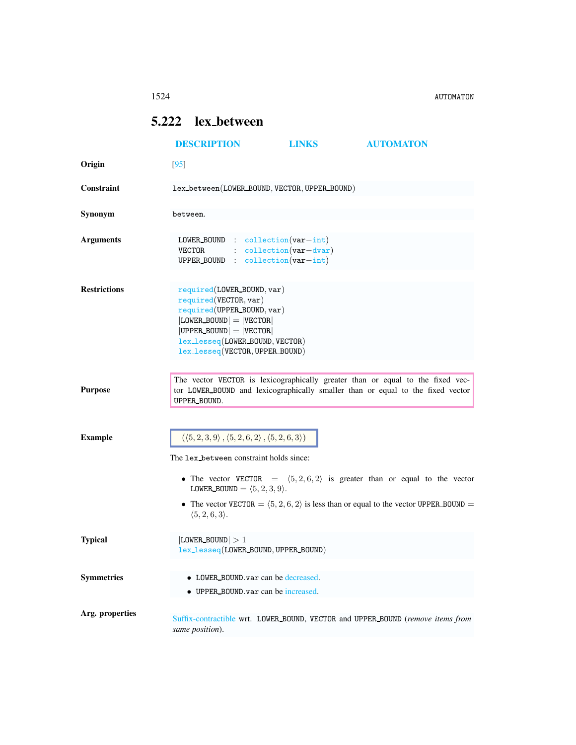## 5.222 lex_between

DESCRIPTION LINKS AUTOMATON

**Origin** [95]

**Constraint** lex_between(LOWER_BOUND, VECTOR, UPPER_BOUND)

**Synonym** between.

**Arguments**

```
LOWER_BOUND : collection(var-int)
VECTOR      : collection(var-dvar)
UPPER_BOUND : collection(var-int)
```

**Restrictions**

```
required(LOWER_BOUND, var)
required(VECTOR, var)
required(UPPER_BOUND, var)
|LOWER_BOUND| = |VECTOR|
|UPPER_BOUND| = |VECTOR|
lex_lesseq(LOWER_BOUND, VECTOR)
lex_lesseq(VECTOR, UPPER_BOUND)
```

**Purpose** The vector VECTOR is lexicographically greater than or equal to the fixed vector LOWER_BOUND and lexicographically smaller than or equal to the fixed vector UPPER_BOUND.

**Example** $(\langle 5, 2, 3, 9\rangle, \langle 5, 2, 6, 2\rangle, \langle 5, 2, 6, 3\rangle)$

The lex_between constraint holds since:

- The vector VECTOR $= \langle 5, 2, 6, 2\rangle$ is greater than or equal to the vector LOWER_BOUND $= \langle 5, 2, 3, 9\rangle$.
- The vector VECTOR $= \langle 5, 2, 6, 2\rangle$ is less than or equal to the vector UPPER_BOUND $= \langle 5, 2, 6, 3\rangle$.

**Typical**

```
|LOWER_BOUND| > 1
lex_lesseq(LOWER_BOUND, UPPER_BOUND)
```

**Symmetries**

- LOWER_BOUND.var can be decreased.
- UPPER_BOUND.var can be increased.

**Arg. properties** Suffix-contractible wrt. LOWER_BOUND, VECTOR and UPPER_BOUND (*remove items from same position*).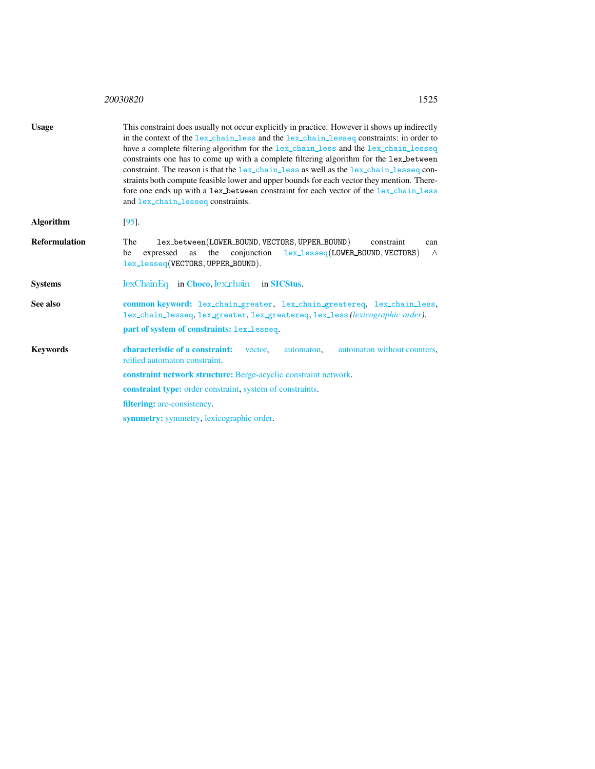**Usage** This constraint does usually not occur explicitly in practice. However it shows up indirectly in the context of the lex_chain_less and the lex_chain_lesseq constraints: in order to have a complete filtering algorithm for the lex_chain_less and the lex_chain_lesseq constraints one has to come up with a complete filtering algorithm for the lex_between constraint. The reason is that the lex_chain_less as well as the lex_chain_lesseq constraints both compute feasible lower and upper bounds for each vector they mention. Therefore one ends up with a lex_between constraint for each vector of the lex_chain_less and lex_chain_lesseq constraints.

**Algorithm** [95].

**Reformulation** The lex_between(LOWER_BOUND, VECTORS, UPPER_BOUND) constraint can be expressed as the conjunction lex_lesseq(LOWER_BOUND, VECTORS) $\wedge$ lex_lesseq(VECTORS, UPPER_BOUND).

**Systems** lexChainEq in **Choco**, lex_chain in **SICStus**.

**See also** **common keyword:** lex_chain_greater, lex_chain_greatereq, lex_chain_less, lex_chain_lesseq, lex_greater, lex_greatereq, lex_less *(lexicographic order)*.

**part of system of constraints:** lex_lesseq.

**Keywords** **characteristic of a constraint:** vector, automaton, automaton without counters, reified automaton constraint.

**constraint network structure:** Berge-acyclic constraint network.

**constraint type:** order constraint, system of constraints.

**filtering:** arc-consistency.

**symmetry:** symmetry, lexicographic order.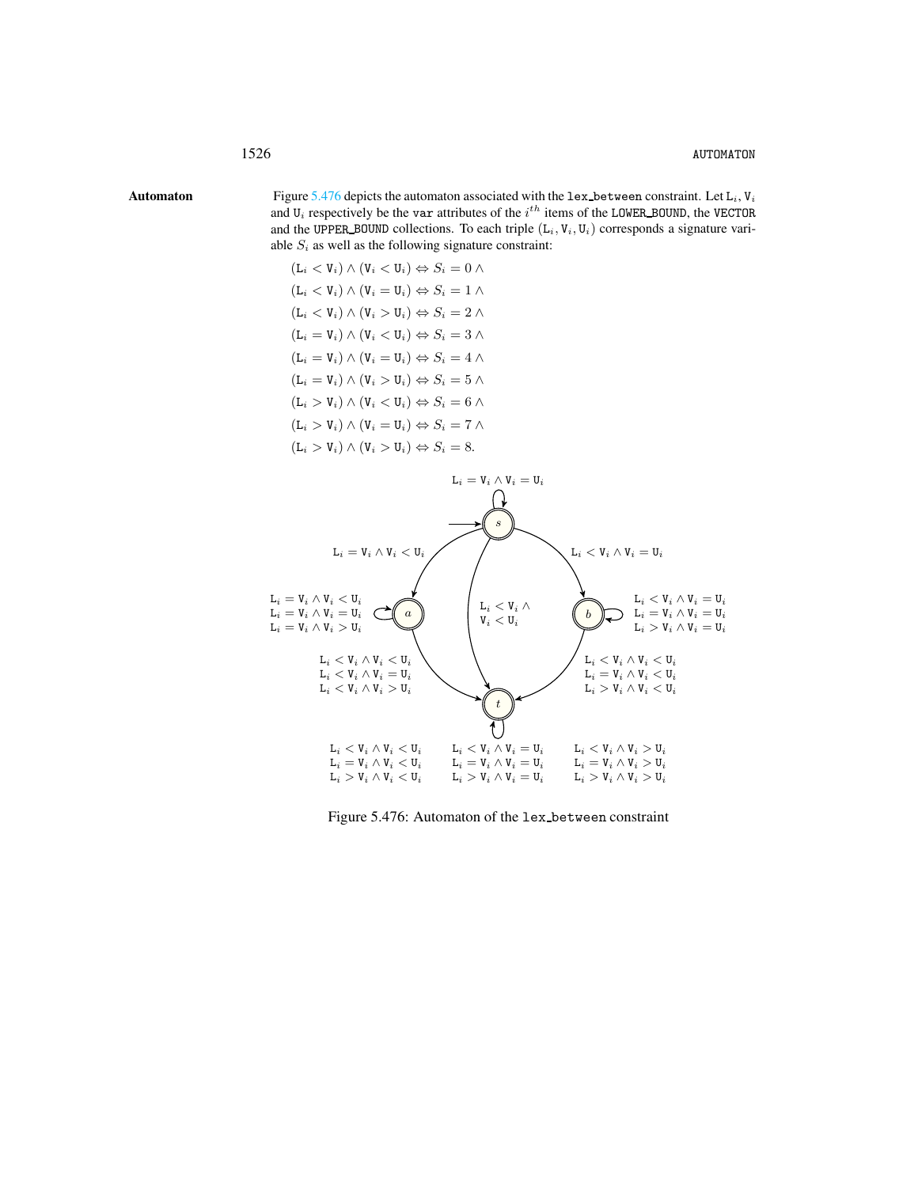**Automaton** Figure 5.476 depicts the automaton associated with the `lex_between` constraint. Let $\mathtt{L}_i$, $\mathtt{V}_i$ and $\mathtt{U}_i$ respectively be the `var` attributes of the $i^{th}$ items of the `LOWER_BOUND`, the `VECTOR` and the `UPPER_BOUND` collections. To each triple $(\mathtt{L}_i, \mathtt{V}_i, \mathtt{U}_i)$ corresponds a signature variable $S_i$ as well as the following signature constraint:

$$(\mathtt{L}_i < \mathtt{V}_i) \wedge (\mathtt{V}_i < \mathtt{U}_i) \Leftrightarrow S_i = 0 \wedge$$
$$(\mathtt{L}_i < \mathtt{V}_i) \wedge (\mathtt{V}_i = \mathtt{U}_i) \Leftrightarrow S_i = 1 \wedge$$
$$(\mathtt{L}_i < \mathtt{V}_i) \wedge (\mathtt{V}_i > \mathtt{U}_i) \Leftrightarrow S_i = 2 \wedge$$
$$(\mathtt{L}_i = \mathtt{V}_i) \wedge (\mathtt{V}_i < \mathtt{U}_i) \Leftrightarrow S_i = 3 \wedge$$
$$(\mathtt{L}_i = \mathtt{V}_i) \wedge (\mathtt{V}_i = \mathtt{U}_i) \Leftrightarrow S_i = 4 \wedge$$
$$(\mathtt{L}_i = \mathtt{V}_i) \wedge (\mathtt{V}_i > \mathtt{U}_i) \Leftrightarrow S_i = 5 \wedge$$
$$(\mathtt{L}_i > \mathtt{V}_i) \wedge (\mathtt{V}_i < \mathtt{U}_i) \Leftrightarrow S_i = 6 \wedge$$
$$(\mathtt{L}_i > \mathtt{V}_i) \wedge (\mathtt{V}_i = \mathtt{U}_i) \Leftrightarrow S_i = 7 \wedge$$
$$(\mathtt{L}_i > \mathtt{V}_i) \wedge (\mathtt{V}_i > \mathtt{U}_i) \Leftrightarrow S_i = 8.$$

Figure 5.476: Automaton of the `lex_between` constraint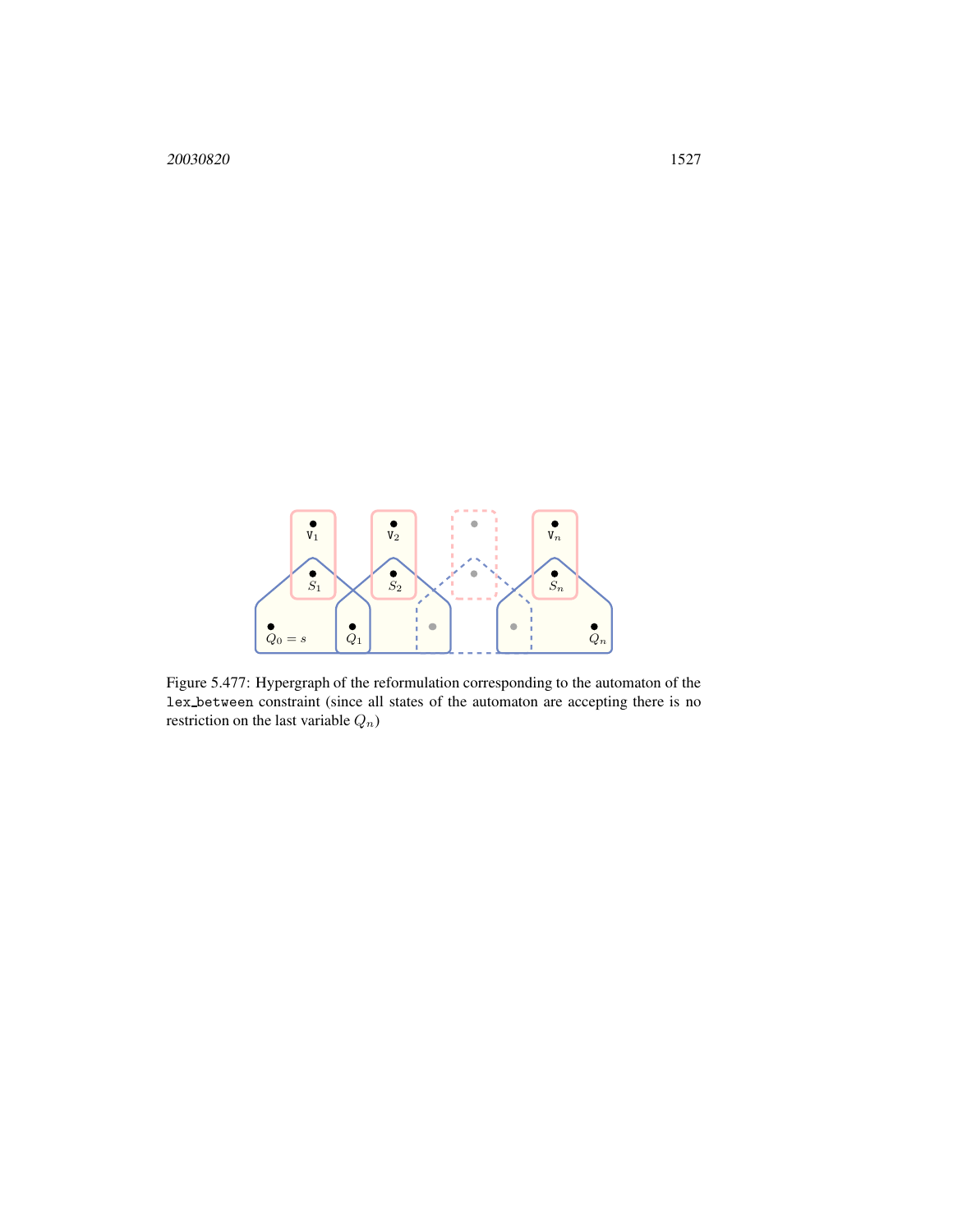$\mathtt{V}_1$

$S_1$

$Q_0 = s$

$Q_1$

$\mathtt{V}_2$

$S_2$

$\mathtt{V}_n$

$S_n$

$Q_n$

Figure 5.477: Hypergraph of the reformulation corresponding to the automaton of the `lex_between` constraint (since all states of the automaton are accepting there is no restriction on the last variable $Q_n$)